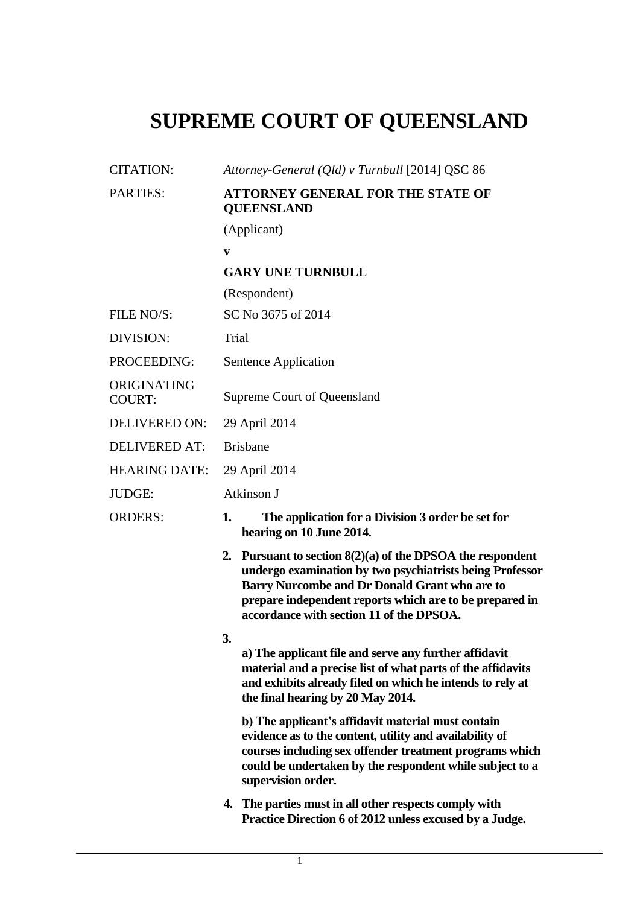# SUPREME COURT OF QUEENSLAND

| | |
|---|---|
| CITATION: | *Attorney-General (Qld) v Turnbull* [2014] QSC 86 |
| PARTIES: | **ATTORNEY GENERAL FOR THE STATE OF QUEENSLAND**<br>(Applicant)<br>**v**<br>**GARY UNE TURNBULL**<br>(Respondent) |
| FILE NO/S: | SC No 3675 of 2014 |
| DIVISION: | Trial |
| PROCEEDING: | Sentence Application |
| ORIGINATING COURT: | Supreme Court of Queensland |
| DELIVERED ON: | 29 April 2014 |
| DELIVERED AT: | Brisbane |
| HEARING DATE: | 29 April 2014 |
| JUDGE: | Atkinson J |
| ORDERS: | **1. The application for a Division 3 order be set for hearing on 10 June 2014.**<br>**2. Pursuant to section 8(2)(a) of the DPSOA the respondent undergo examination by two psychiatrists being Professor Barry Nurcombe and Dr Donald Grant who are to prepare independent reports which are to be prepared in accordance with section 11 of the DPSOA.**<br>**3.**<br>**a) The applicant file and serve any further affidavit material and a precise list of what parts of the affidavits and exhibits already filed on which he intends to rely at the final hearing by 20 May 2014.**<br>**b) The applicant's affidavit material must contain evidence as to the content, utility and availability of courses including sex offender treatment programs which could be undertaken by the respondent while subject to a supervision order.**<br>**4. The parties must in all other respects comply with Practice Direction 6 of 2012 unless excused by a Judge.** |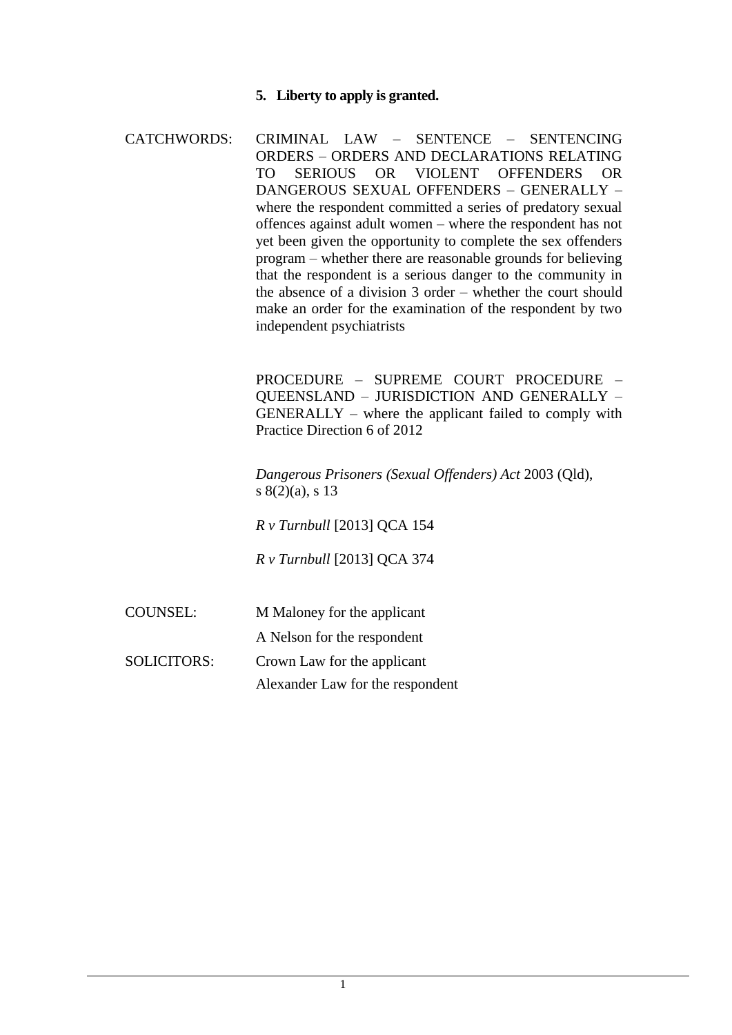**5. Liberty to apply is granted.**

CATCHWORDS: CRIMINAL LAW – SENTENCE – SENTENCING ORDERS – ORDERS AND DECLARATIONS RELATING TO SERIOUS OR VIOLENT OFFENDERS OR DANGEROUS SEXUAL OFFENDERS – GENERALLY – where the respondent committed a series of predatory sexual offences against adult women – where the respondent has not yet been given the opportunity to complete the sex offenders program – whether there are reasonable grounds for believing that the respondent is a serious danger to the community in the absence of a division 3 order – whether the court should make an order for the examination of the respondent by two independent psychiatrists

PROCEDURE – SUPREME COURT PROCEDURE – QUEENSLAND – JURISDICTION AND GENERALLY – GENERALLY – where the applicant failed to comply with Practice Direction 6 of 2012

*Dangerous Prisoners (Sexual Offenders) Act* 2003 (Qld), s 8(2)(a), s 13

*R v Turnbull* [2013] QCA 154

*R v Turnbull* [2013] QCA 374

COUNSEL: M Maloney for the applicant
A Nelson for the respondent

SOLICITORS: Crown Law for the applicant
Alexander Law for the respondent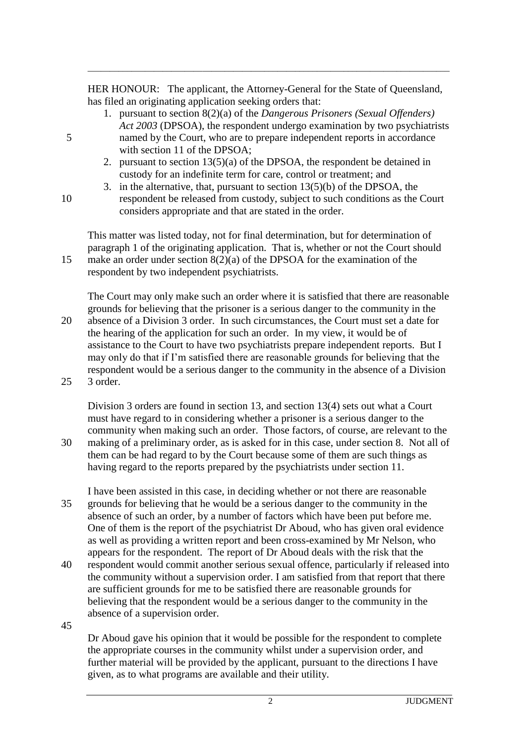HER HONOUR: The applicant, the Attorney-General for the State of Queensland, has filed an originating application seeking orders that:

1. pursuant to section 8(2)(a) of the *Dangerous Prisoners (Sexual Offenders) Act 2003* (DPSOA), the respondent undergo examination by two psychiatrists named by the Court, who are to prepare independent reports in accordance with section 11 of the DPSOA;
2. pursuant to section 13(5)(a) of the DPSOA, the respondent be detained in custody for an indefinite term for care, control or treatment; and
3. in the alternative, that, pursuant to section 13(5)(b) of the DPSOA, the respondent be released from custody, subject to such conditions as the Court considers appropriate and that are stated in the order.

This matter was listed today, not for final determination, but for determination of paragraph 1 of the originating application. That is, whether or not the Court should make an order under section 8(2)(a) of the DPSOA for the examination of the respondent by two independent psychiatrists.

The Court may only make such an order where it is satisfied that there are reasonable grounds for believing that the prisoner is a serious danger to the community in the absence of a Division 3 order. In such circumstances, the Court must set a date for the hearing of the application for such an order. In my view, it would be of assistance to the Court to have two psychiatrists prepare independent reports. But I may only do that if I'm satisfied there are reasonable grounds for believing that the respondent would be a serious danger to the community in the absence of a Division 3 order.

Division 3 orders are found in section 13, and section 13(4) sets out what a Court must have regard to in considering whether a prisoner is a serious danger to the community when making such an order. Those factors, of course, are relevant to the making of a preliminary order, as is asked for in this case, under section 8. Not all of them can be had regard to by the Court because some of them are such things as having regard to the reports prepared by the psychiatrists under section 11.

I have been assisted in this case, in deciding whether or not there are reasonable grounds for believing that he would be a serious danger to the community in the absence of such an order, by a number of factors which have been put before me. One of them is the report of the psychiatrist Dr Aboud, who has given oral evidence as well as providing a written report and been cross-examined by Mr Nelson, who appears for the respondent. The report of Dr Aboud deals with the risk that the respondent would commit another serious sexual offence, particularly if released into the community without a supervision order. I am satisfied from that report that there are sufficient grounds for me to be satisfied there are reasonable grounds for believing that the respondent would be a serious danger to the community in the absence of a supervision order.

Dr Aboud gave his opinion that it would be possible for the respondent to complete the appropriate courses in the community whilst under a supervision order, and further material will be provided by the applicant, pursuant to the directions I have given, as to what programs are available and their utility.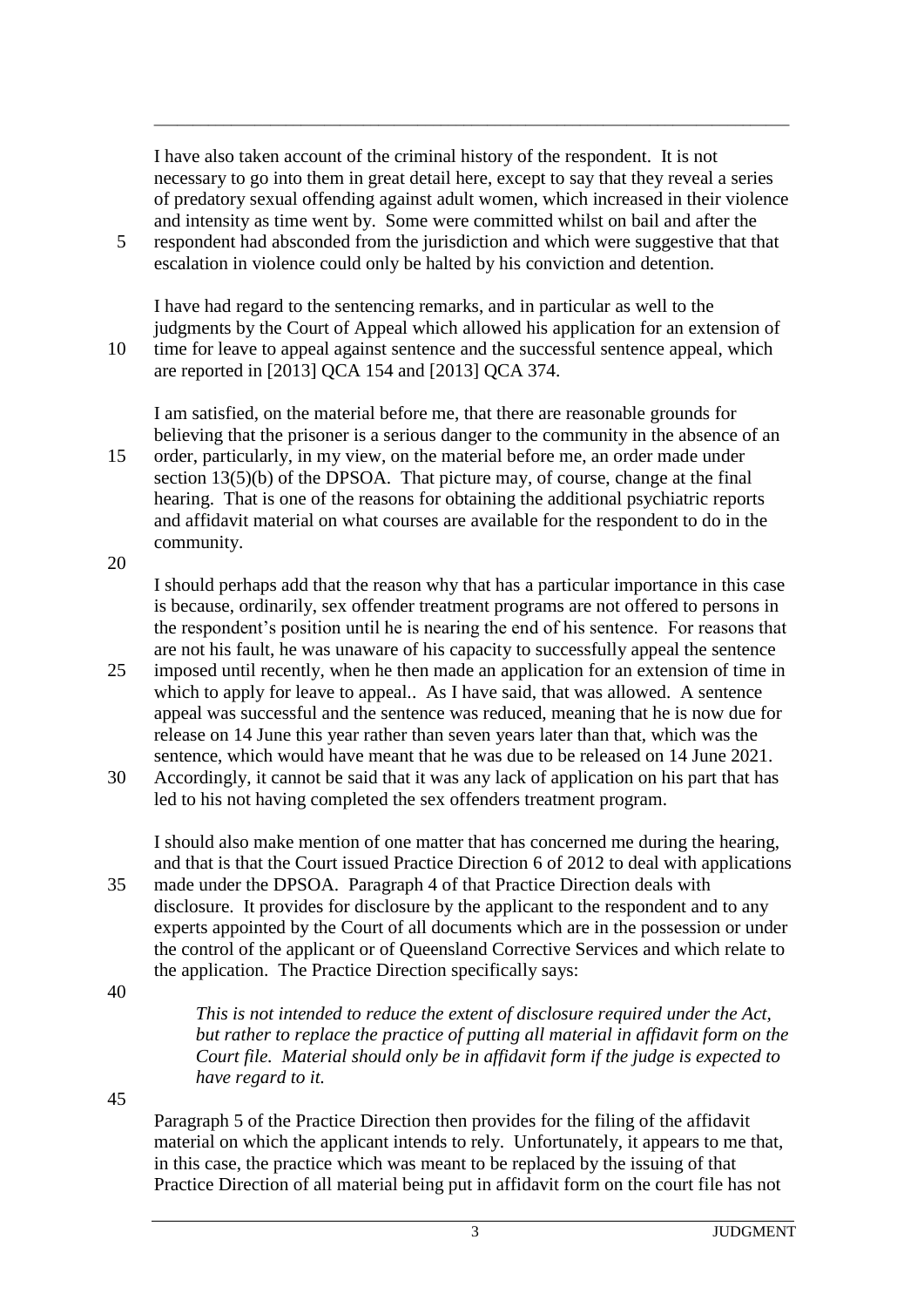I have also taken account of the criminal history of the respondent. It is not necessary to go into them in great detail here, except to say that they reveal a series of predatory sexual offending against adult women, which increased in their violence and intensity as time went by. Some were committed whilst on bail and after the respondent had absconded from the jurisdiction and which were suggestive that that escalation in violence could only be halted by his conviction and detention.

I have had regard to the sentencing remarks, and in particular as well to the judgments by the Court of Appeal which allowed his application for an extension of time for leave to appeal against sentence and the successful sentence appeal, which are reported in [2013] QCA 154 and [2013] QCA 374.

I am satisfied, on the material before me, that there are reasonable grounds for believing that the prisoner is a serious danger to the community in the absence of an order, particularly, in my view, on the material before me, an order made under section 13(5)(b) of the DPSOA. That picture may, of course, change at the final hearing. That is one of the reasons for obtaining the additional psychiatric reports and affidavit material on what courses are available for the respondent to do in the community.

I should perhaps add that the reason why that has a particular importance in this case is because, ordinarily, sex offender treatment programs are not offered to persons in the respondent's position until he is nearing the end of his sentence. For reasons that are not his fault, he was unaware of his capacity to successfully appeal the sentence imposed until recently, when he then made an application for an extension of time in which to apply for leave to appeal.. As I have said, that was allowed. A sentence appeal was successful and the sentence was reduced, meaning that he is now due for release on 14 June this year rather than seven years later than that, which was the sentence, which would have meant that he was due to be released on 14 June 2021. Accordingly, it cannot be said that it was any lack of application on his part that has led to his not having completed the sex offenders treatment program.

I should also make mention of one matter that has concerned me during the hearing, and that is that the Court issued Practice Direction 6 of 2012 to deal with applications made under the DPSOA. Paragraph 4 of that Practice Direction deals with disclosure. It provides for disclosure by the applicant to the respondent and to any experts appointed by the Court of all documents which are in the possession or under the control of the applicant or of Queensland Corrective Services and which relate to the application. The Practice Direction specifically says:

> *This is not intended to reduce the extent of disclosure required under the Act, but rather to replace the practice of putting all material in affidavit form on the Court file. Material should only be in affidavit form if the judge is expected to have regard to it.*

Paragraph 5 of the Practice Direction then provides for the filing of the affidavit material on which the applicant intends to rely. Unfortunately, it appears to me that, in this case, the practice which was meant to be replaced by the issuing of that Practice Direction of all material being put in affidavit form on the court file has not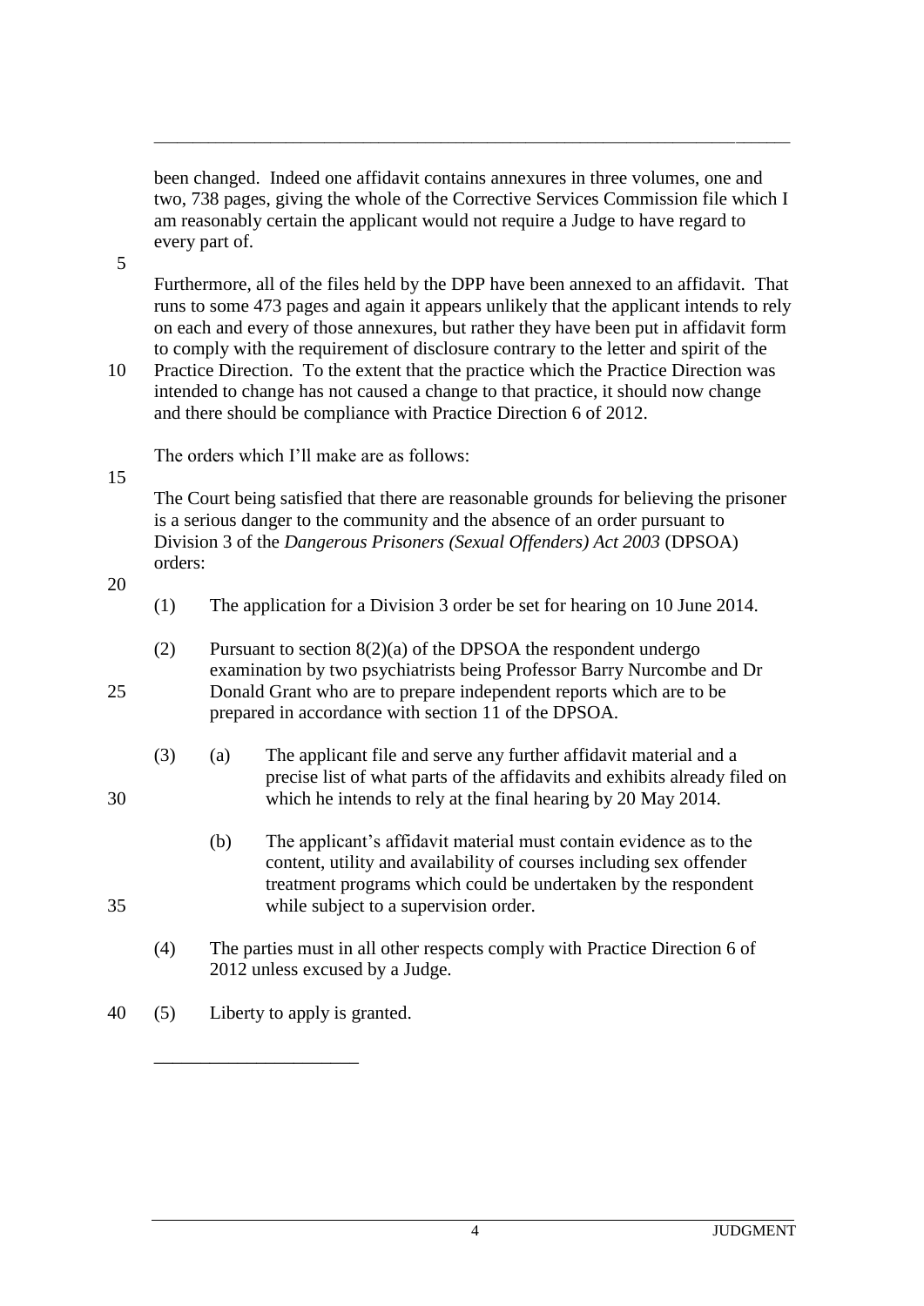been changed. Indeed one affidavit contains annexures in three volumes, one and two, 738 pages, giving the whole of the Corrective Services Commission file which I am reasonably certain the applicant would not require a Judge to have regard to every part of.

Furthermore, all of the files held by the DPP have been annexed to an affidavit. That runs to some 473 pages and again it appears unlikely that the applicant intends to rely on each and every of those annexures, but rather they have been put in affidavit form to comply with the requirement of disclosure contrary to the letter and spirit of the Practice Direction. To the extent that the practice which the Practice Direction was intended to change has not caused a change to that practice, it should now change and there should be compliance with Practice Direction 6 of 2012.

The orders which I'll make are as follows:

The Court being satisfied that there are reasonable grounds for believing the prisoner is a serious danger to the community and the absence of an order pursuant to Division 3 of the *Dangerous Prisoners (Sexual Offenders) Act 2003* (DPSOA) orders:

(1) The application for a Division 3 order be set for hearing on 10 June 2014.

(2) Pursuant to section 8(2)(a) of the DPSOA the respondent undergo examination by two psychiatrists being Professor Barry Nurcombe and Dr Donald Grant who are to prepare independent reports which are to be prepared in accordance with section 11 of the DPSOA.

(3) (a) The applicant file and serve any further affidavit material and a precise list of what parts of the affidavits and exhibits already filed on which he intends to rely at the final hearing by 20 May 2014.

(b) The applicant's affidavit material must contain evidence as to the content, utility and availability of courses including sex offender treatment programs which could be undertaken by the respondent while subject to a supervision order.

(4) The parties must in all other respects comply with Practice Direction 6 of 2012 unless excused by a Judge.

(5) Liberty to apply is granted.

\_\_\_\_\_\_\_\_\_\_\_\_\_\_\_\_\_\_\_\_\_\_